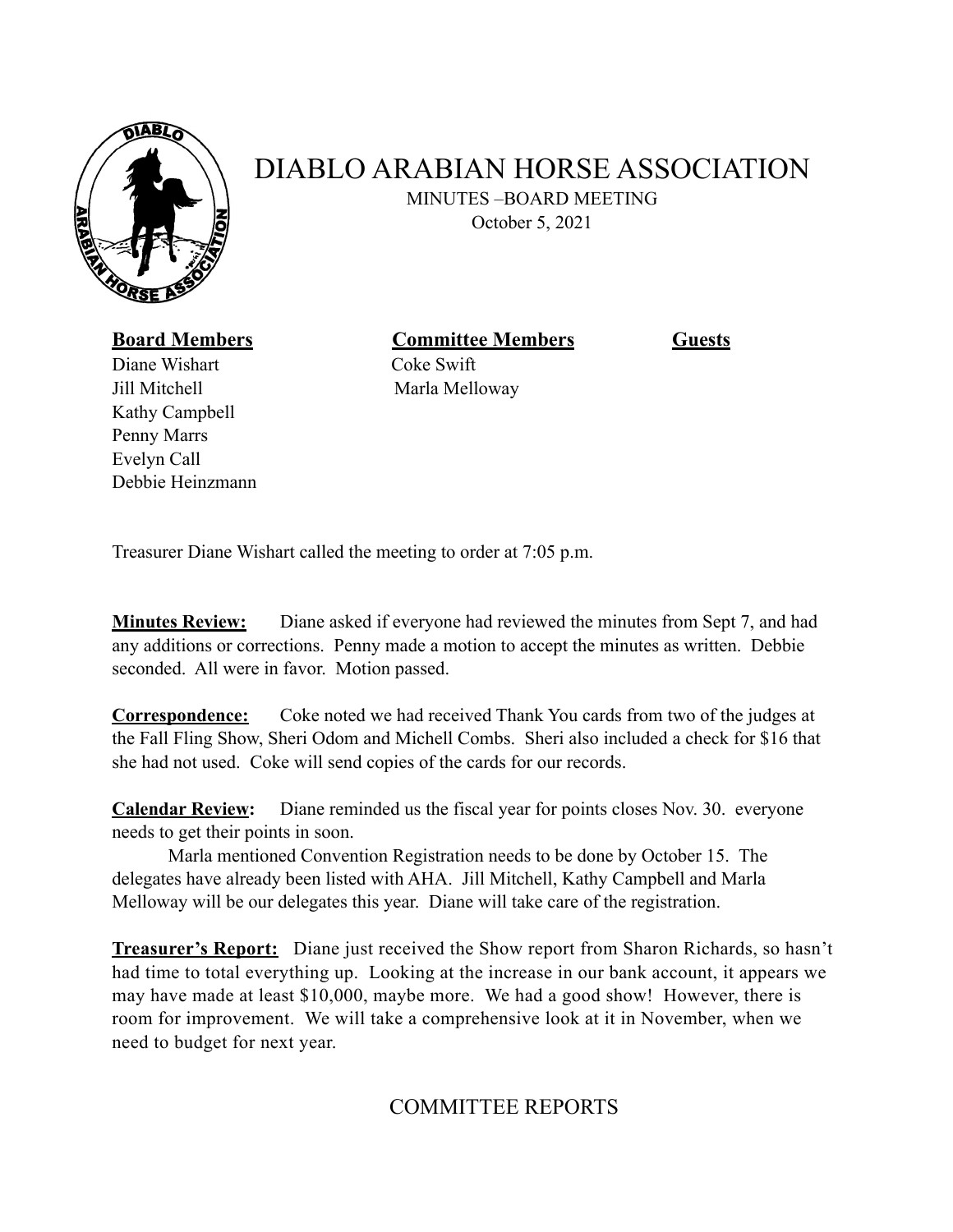# DIABLO ARABIAN HORSE ASSOCIATION

MINUTES –BOARD MEETING
October 5, 2021

| **Board Members** | **Committee Members** | **Guests** |
| --- | --- | --- |
| Diane Wishart | Coke Swift | |
| Jill Mitchell | Marla Melloway | |
| Kathy Campbell | | |
| Penny Marrs | | |
| Evelyn Call | | |
| Debbie Heinzmann | | |

Treasurer Diane Wishart called the meeting to order at 7:05 p.m.

**Minutes Review:** Diane asked if everyone had reviewed the minutes from Sept 7, and had any additions or corrections. Penny made a motion to accept the minutes as written. Debbie seconded. All were in favor. Motion passed.

**Correspondence:** Coke noted we had received Thank You cards from two of the judges at the Fall Fling Show, Sheri Odom and Michell Combs. Sheri also included a check for $16 that she had not used. Coke will send copies of the cards for our records.

**Calendar Review:** Diane reminded us the fiscal year for points closes Nov. 30. everyone needs to get their points in soon.

Marla mentioned Convention Registration needs to be done by October 15. The delegates have already been listed with AHA. Jill Mitchell, Kathy Campbell and Marla Melloway will be our delegates this year. Diane will take care of the registration.

**Treasurer's Report:** Diane just received the Show report from Sharon Richards, so hasn't had time to total everything up. Looking at the increase in our bank account, it appears we may have made at least $10,000, maybe more. We had a good show! However, there is room for improvement. We will take a comprehensive look at it in November, when we need to budget for next year.

## COMMITTEE REPORTS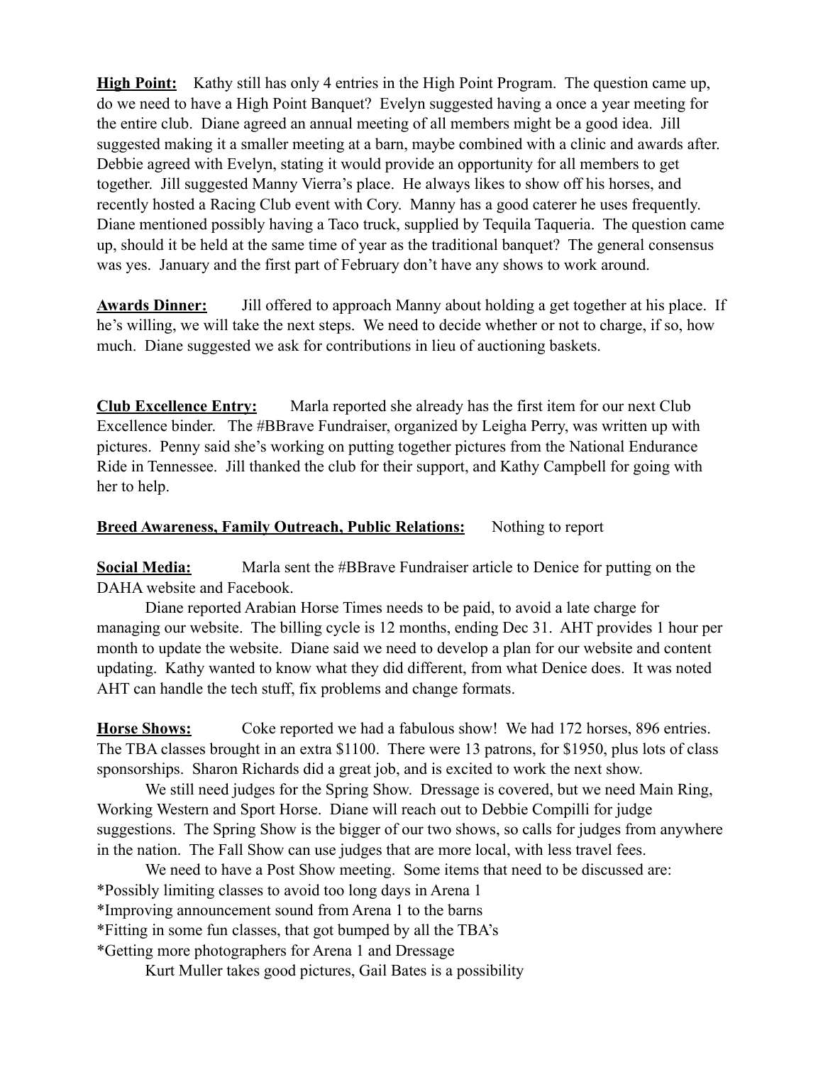**High Point:** Kathy still has only 4 entries in the High Point Program. The question came up, do we need to have a High Point Banquet? Evelyn suggested having a once a year meeting for the entire club. Diane agreed an annual meeting of all members might be a good idea. Jill suggested making it a smaller meeting at a barn, maybe combined with a clinic and awards after. Debbie agreed with Evelyn, stating it would provide an opportunity for all members to get together. Jill suggested Manny Vierra's place. He always likes to show off his horses, and recently hosted a Racing Club event with Cory. Manny has a good caterer he uses frequently. Diane mentioned possibly having a Taco truck, supplied by Tequila Taqueria. The question came up, should it be held at the same time of year as the traditional banquet? The general consensus was yes. January and the first part of February don't have any shows to work around.

**Awards Dinner:** Jill offered to approach Manny about holding a get together at his place. If he's willing, we will take the next steps. We need to decide whether or not to charge, if so, how much. Diane suggested we ask for contributions in lieu of auctioning baskets.

**Club Excellence Entry:** Marla reported she already has the first item for our next Club Excellence binder. The #BBrave Fundraiser, organized by Leigha Perry, was written up with pictures. Penny said she's working on putting together pictures from the National Endurance Ride in Tennessee. Jill thanked the club for their support, and Kathy Campbell for going with her to help.

**Breed Awareness, Family Outreach, Public Relations:** Nothing to report

**Social Media:** Marla sent the #BBrave Fundraiser article to Denice for putting on the DAHA website and Facebook.

Diane reported Arabian Horse Times needs to be paid, to avoid a late charge for managing our website. The billing cycle is 12 months, ending Dec 31. AHT provides 1 hour per month to update the website. Diane said we need to develop a plan for our website and content updating. Kathy wanted to know what they did different, from what Denice does. It was noted AHT can handle the tech stuff, fix problems and change formats.

**Horse Shows:** Coke reported we had a fabulous show! We had 172 horses, 896 entries. The TBA classes brought in an extra $1100. There were 13 patrons, for $1950, plus lots of class sponsorships. Sharon Richards did a great job, and is excited to work the next show.

We still need judges for the Spring Show. Dressage is covered, but we need Main Ring, Working Western and Sport Horse. Diane will reach out to Debbie Compilli for judge suggestions. The Spring Show is the bigger of our two shows, so calls for judges from anywhere in the nation. The Fall Show can use judges that are more local, with less travel fees.

We need to have a Post Show meeting. Some items that need to be discussed are:

*Possibly limiting classes to avoid too long days in Arena 1
*Improving announcement sound from Arena 1 to the barns
*Fitting in some fun classes, that got bumped by all the TBA's
*Getting more photographers for Arena 1 and Dressage

Kurt Muller takes good pictures, Gail Bates is a possibility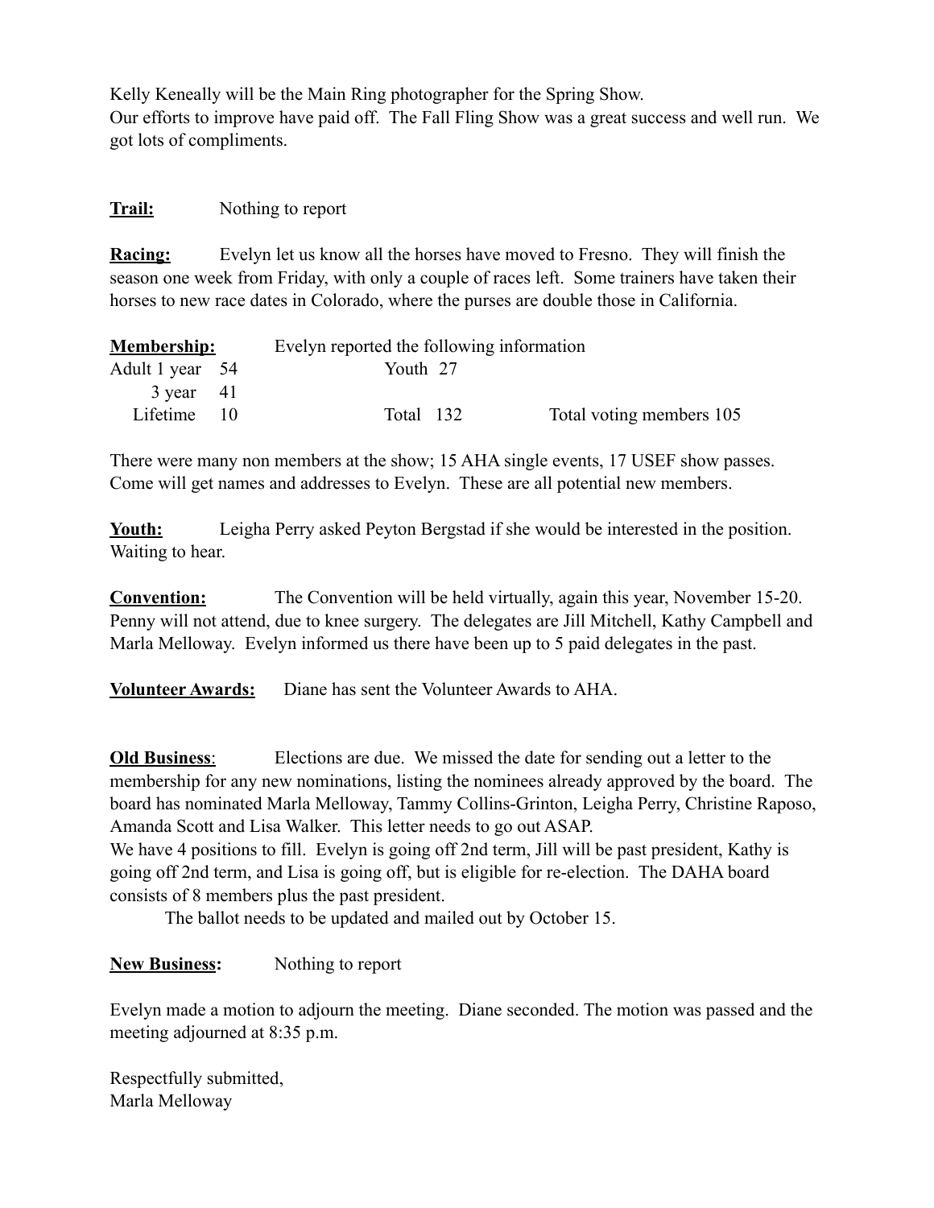Kelly Keneally will be the Main Ring photographer for the Spring Show.
Our efforts to improve have paid off. The Fall Fling Show was a great success and well run. We got lots of compliments.

**Trail:** Nothing to report

**Racing:** Evelyn let us know all the horses have moved to Fresno. They will finish the season one week from Friday, with only a couple of races left. Some trainers have taken their horses to new race dates in Colorado, where the purses are double those in California.

**Membership:** Evelyn reported the following information

| | | | | |
|---|---|---|---|---|
| Adult 1 year | 54 | Youth | 27 | |
| 3 year | 41 | | | |
| Lifetime | 10 | Total | 132 | Total voting members 105 |

There were many non members at the show; 15 AHA single events, 17 USEF show passes. Come will get names and addresses to Evelyn. These are all potential new members.

**Youth:** Leigha Perry asked Peyton Bergstad if she would be interested in the position. Waiting to hear.

**Convention:** The Convention will be held virtually, again this year, November 15-20. Penny will not attend, due to knee surgery. The delegates are Jill Mitchell, Kathy Campbell and Marla Melloway. Evelyn informed us there have been up to 5 paid delegates in the past.

**Volunteer Awards:** Diane has sent the Volunteer Awards to AHA.

**Old Business**: Elections are due. We missed the date for sending out a letter to the membership for any new nominations, listing the nominees already approved by the board. The board has nominated Marla Melloway, Tammy Collins-Grinton, Leigha Perry, Christine Raposo, Amanda Scott and Lisa Walker. This letter needs to go out ASAP.
We have 4 positions to fill. Evelyn is going off 2nd term, Jill will be past president, Kathy is going off 2nd term, and Lisa is going off, but is eligible for re-election. The DAHA board consists of 8 members plus the past president.

The ballot needs to be updated and mailed out by October 15.

**New Business:** Nothing to report

Evelyn made a motion to adjourn the meeting. Diane seconded. The motion was passed and the meeting adjourned at 8:35 p.m.

Respectfully submitted,
Marla Melloway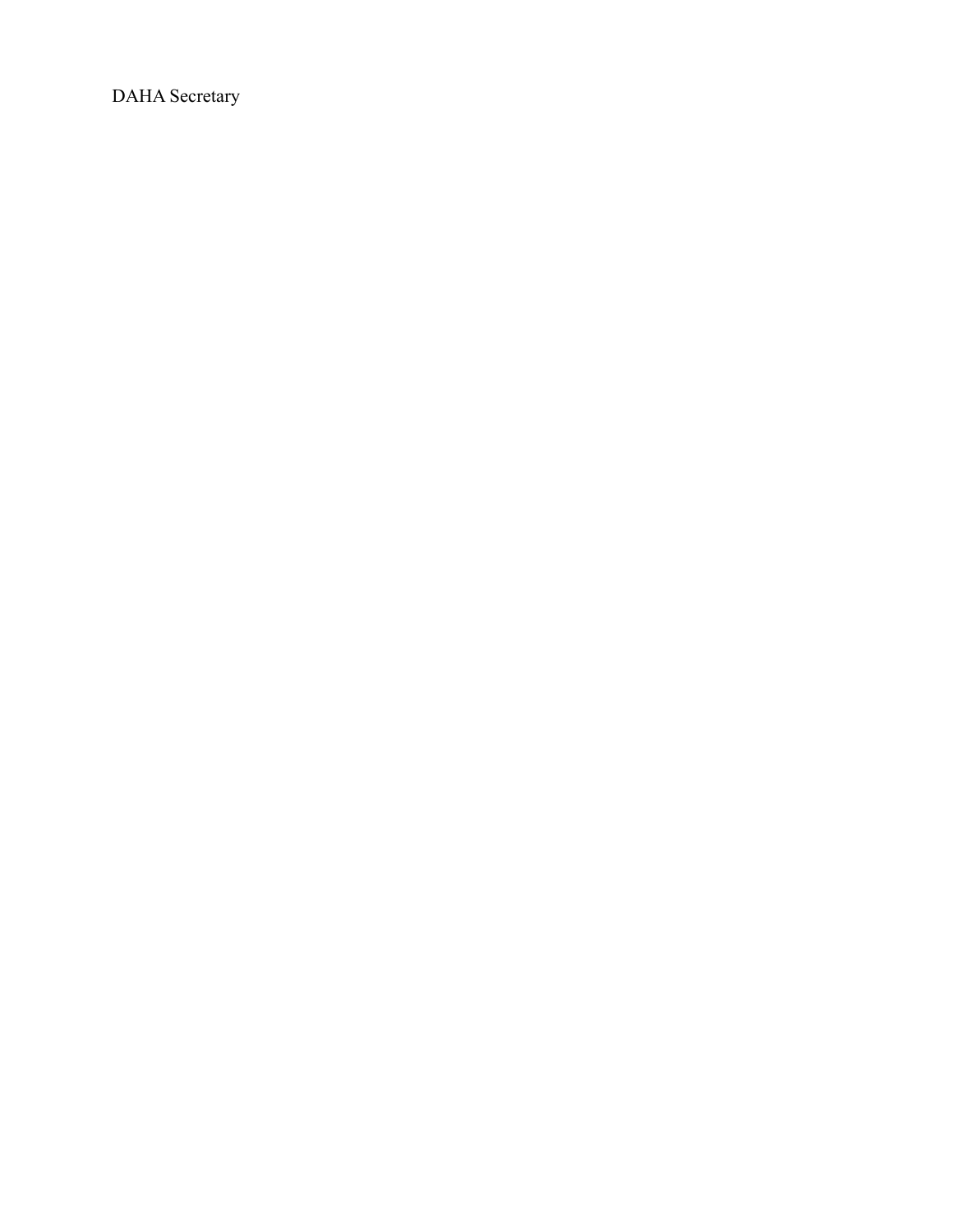DAHA Secretary